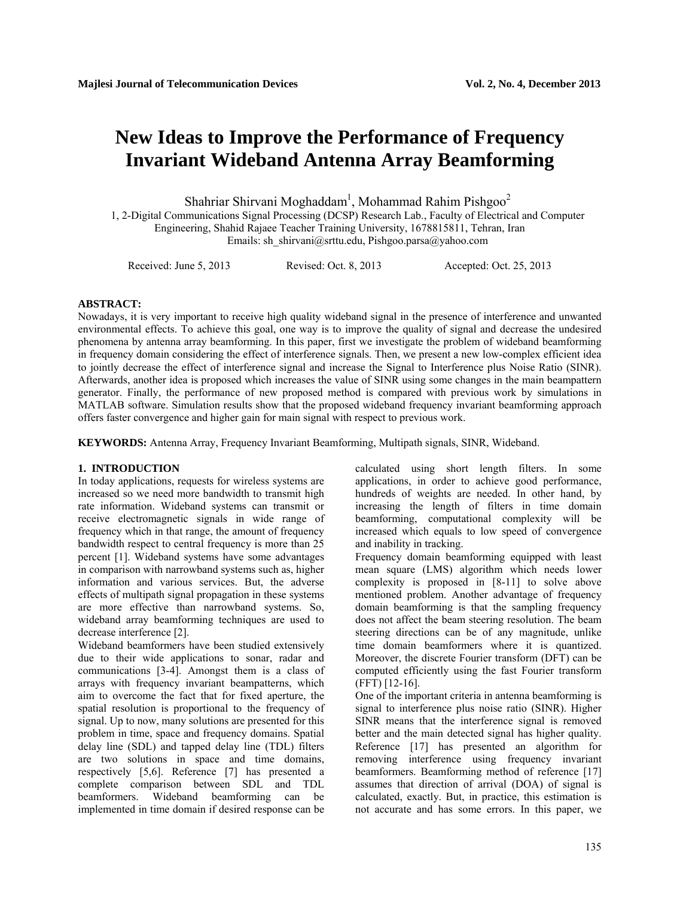# New Ideas to Improve the Performance of Frequency Invariant Wideband Antenna Array Beamforming

Shahriar Shirvani Moghaddam[1], Mohammad Rahim Pishgoo[2]

1, 2-Digital Communications Signal Processing (DCSP) Research Lab., Faculty of Electrical and Computer Engineering, Shahid Rajaee Teacher Training University, 1678815811, Tehran, Iran

Emails: sh_shirvani@srttu.edu, Pishgoo.parsa@yahoo.com

Received: June 5, 2013 Revised: Oct. 8, 2013 Accepted: Oct. 25, 2013

**ABSTRACT:**

Nowadays, it is very important to receive high quality wideband signal in the presence of interference and unwanted environmental effects. To achieve this goal, one way is to improve the quality of signal and decrease the undesired phenomena by antenna array beamforming. In this paper, first we investigate the problem of wideband beamforming in frequency domain considering the effect of interference signals. Then, we present a new low-complex efficient idea to jointly decrease the effect of interference signal and increase the Signal to Interference plus Noise Ratio (SINR). Afterwards, another idea is proposed which increases the value of SINR using some changes in the main beampattern generator. Finally, the performance of new proposed method is compared with previous work by simulations in MATLAB software. Simulation results show that the proposed wideband frequency invariant beamforming approach offers faster convergence and higher gain for main signal with respect to previous work.

**KEYWORDS:** Antenna Array, Frequency Invariant Beamforming, Multipath signals, SINR, Wideband.

## 1. INTRODUCTION

In today applications, requests for wireless systems are increased so we need more bandwidth to transmit high rate information. Wideband systems can transmit or receive electromagnetic signals in wide range of frequency which in that range, the amount of frequency bandwidth respect to central frequency is more than 25 percent [1]. Wideband systems have some advantages in comparison with narrowband systems such as, higher information and various services. But, the adverse effects of multipath signal propagation in these systems are more effective than narrowband systems. So, wideband array beamforming techniques are used to decrease interference [2].

Wideband beamformers have been studied extensively due to their wide applications to sonar, radar and communications [3-4]. Amongst them is a class of arrays with frequency invariant beampatterns, which aim to overcome the fact that for fixed aperture, the spatial resolution is proportional to the frequency of signal. Up to now, many solutions are presented for this problem in time, space and frequency domains. Spatial delay line (SDL) and tapped delay line (TDL) filters are two solutions in space and time domains, respectively [5,6]. Reference [7] has presented a complete comparison between SDL and TDL beamformers. Wideband beamforming can be implemented in time domain if desired response can be calculated using short length filters. In some applications, in order to achieve good performance, hundreds of weights are needed. In other hand, by increasing the length of filters in time domain beamforming, computational complexity will be increased which equals to low speed of convergence and inability in tracking.

Frequency domain beamforming equipped with least mean square (LMS) algorithm which needs lower complexity is proposed in [8-11] to solve above mentioned problem. Another advantage of frequency domain beamforming is that the sampling frequency does not affect the beam steering resolution. The beam steering directions can be of any magnitude, unlike time domain beamformers where it is quantized. Moreover, the discrete Fourier transform (DFT) can be computed efficiently using the fast Fourier transform (FFT) [12-16].

One of the important criteria in antenna beamforming is signal to interference plus noise ratio (SINR). Higher SINR means that the interference signal is removed better and the main detected signal has higher quality. Reference [17] has presented an algorithm for removing interference using frequency invariant beamformers. Beamforming method of reference [17] assumes that direction of arrival (DOA) of signal is calculated, exactly. But, in practice, this estimation is not accurate and has some errors. In this paper, we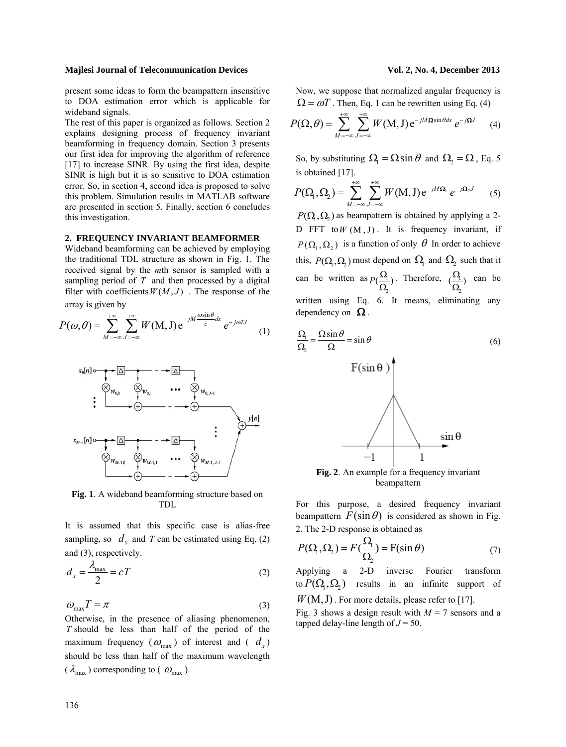present some ideas to form the beampattern insensitive to DOA estimation error which is applicable for wideband signals.

The rest of this paper is organized as follows. Section 2 explains designing process of frequency invariant beamforming in frequency domain. Section 3 presents our first idea for improving the algorithm of reference [17] to increase SINR. By using the first idea, despite SINR is high but it is so sensitive to DOA estimation error. So, in section 4, second idea is proposed to solve this problem. Simulation results in MATLAB software are presented in section 5. Finally, section 6 concludes this investigation.

## 2. FREQUENCY INVARIANT BEAMFORMER

Wideband beamforming can be achieved by employing the traditional TDL structure as shown in Fig. 1. The received signal by the *m*th sensor is sampled with a sampling period of $T$ and then processed by a digital filter with coefficients $W(M,J)$. The response of the array is given by

$$P(\omega,\theta)=\sum_{M=-\infty}^{+\infty}\sum_{J=-\infty}^{+\infty}W(\mathrm{M},\mathrm{J})\,\mathrm{e}^{-jM\frac{\omega\sin\theta}{c}dx}\,e^{-j\omega TJ} \quad (1)$$

**Fig. 1**. A wideband beamforming structure based on TDL

It is assumed that this specific case is alias-free sampling, so $d_x$ and $T$ can be estimated using Eq. (2) and (3), respectively.

$$d_x=\frac{\lambda_{\max}}{2}=cT \quad (2)$$

$$\omega_{\max}T=\pi \quad (3)$$

Otherwise, in the presence of aliasing phenomenon, $T$ should be less than half of the period of the maximum frequency ($\omega_{\max}$) of interest and ($d_x$) should be less than half of the maximum wavelength ($\lambda_{\max}$) corresponding to ($\omega_{\max}$).

Now, we suppose that normalized angular frequency is $\Omega=\omega T$. Then, Eq. 1 can be rewritten using Eq. (4)

$$P(\Omega,\theta)=\sum_{M=-\infty}^{+\infty}\sum_{J=-\infty}^{+\infty}W(\mathrm{M},\mathrm{J})\,\mathrm{e}^{-jM\Omega\sin\theta dx}\,e^{-j\Omega J} \quad (4)$$

So, by substituting $\Omega_1=\Omega\sin\theta$ and $\Omega_2=\Omega$, Eq. 5 is obtained [17].

$$P(\Omega_1,\Omega_2)=\sum_{M=-\infty}^{+\infty}\sum_{J=-\infty}^{+\infty}W(\mathrm{M},\mathrm{J})\,\mathrm{e}^{-jM\Omega_1}\,e^{-j\Omega_2 J} \quad (5)$$

$P(\Omega_1,\Omega_2)$ as beampattern is obtained by applying a 2-D FFT to $W(\mathrm{M},\mathrm{J})$. It is frequency invariant, if $P(\Omega_1,\Omega_2)$ is a function of only $\theta$ In order to achieve this, $P(\Omega_1,\Omega_2)$ must depend on $\Omega_1$ and $\Omega_2$ such that it can be written as $P(\frac{\Omega_1}{\Omega_2})$. Therefore, $(\frac{\Omega_1}{\Omega_2})$ can be written using Eq. 6. It means, eliminating any dependency on $\Omega$.

$$\frac{\Omega_1}{\Omega_2}=\frac{\Omega\sin\theta}{\Omega}=\sin\theta \quad (6)$$

F(sin θ )

sin θ

−1

1

**Fig. 2**. An example for a frequency invariant beampattern

For this purpose, a desired frequency invariant beampattern $F(\sin\theta)$ is considered as shown in Fig. 2. The 2-D response is obtained as

$$P(\Omega_1,\Omega_2)=F(\frac{\Omega_1}{\Omega_2})=\mathrm{F}(\sin\theta) \quad (7)$$

Applying a 2-D inverse Fourier transform to $P(\Omega_1,\Omega_2)$ results in an infinite support of $W(\mathrm{M},\mathrm{J})$. For more details, please refer to [17].

Fig. 3 shows a design result with $M$ = 7 sensors and a tapped delay-line length of $J$ = 50.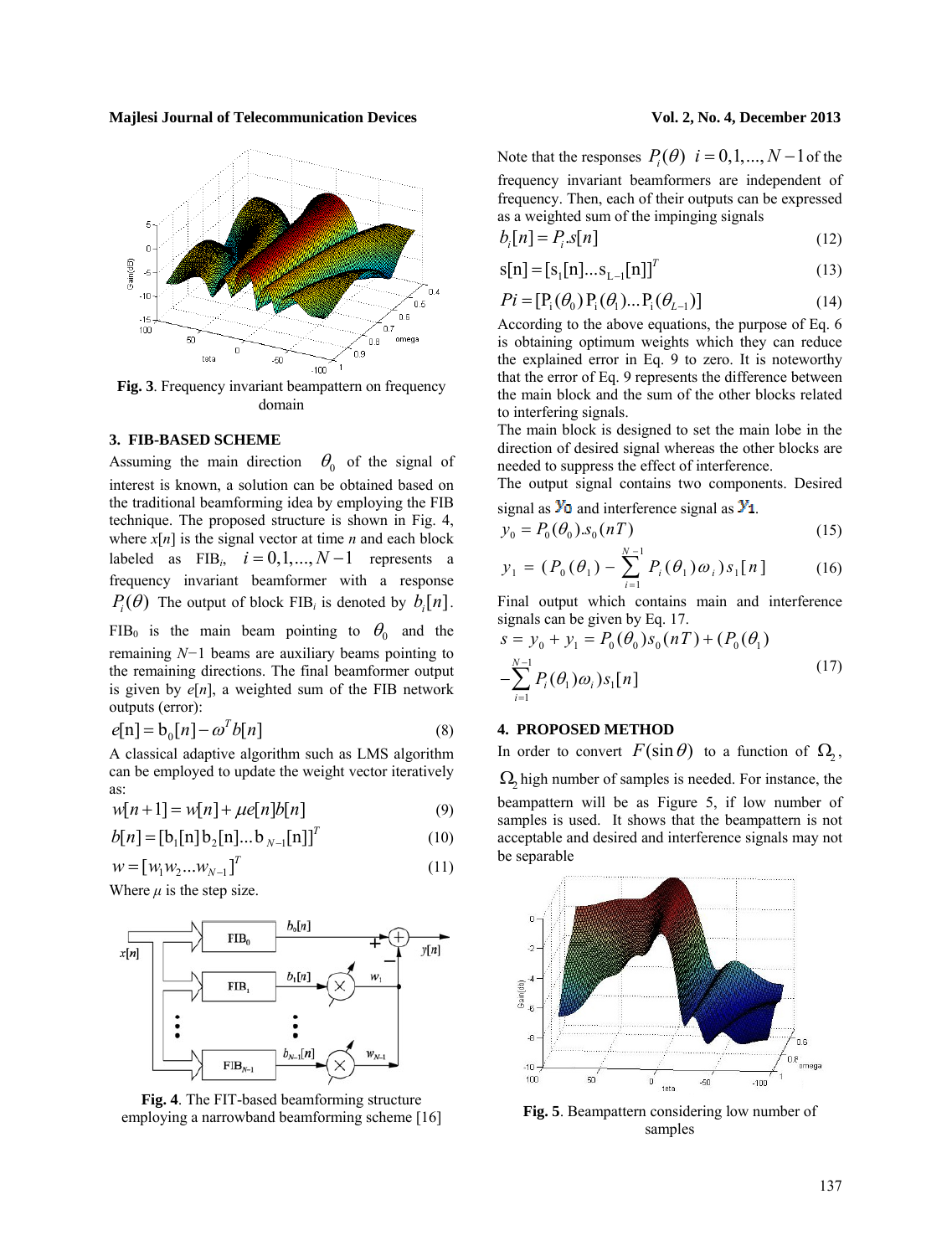5
0
-5
-10
-15
Gain(dB)
100
50
0
-50
-100
teta
0.4
0.5
0.6
0.7
0.8
0.9
1
omega

**Fig. 3**. Frequency invariant beampattern on frequency domain

## 3. FIB-BASED SCHEME

Assuming the main direction $\theta_0$ of the signal of interest is known, a solution can be obtained based on the traditional beamforming idea by employing the FIB technique. The proposed structure is shown in Fig. 4, where $x[n]$ is the signal vector at time $n$ and each block labeled as $FIB_i$, $i = 0,1,...,N-1$ represents a frequency invariant beamformer with a response $P_i(\theta)$ The output of block $FIB_i$ is denoted by $b_i[n]$. $FIB_0$ is the main beam pointing to $\theta_0$ and the remaining $N-1$ beams are auxiliary beams pointing to the remaining directions. The final beamformer output is given by $e[n]$, a weighted sum of the FIB network outputs (error):

$$e[n] = b_0[n] - \omega^T b[n] \tag{8}$$

A classical adaptive algorithm such as LMS algorithm can be employed to update the weight vector iteratively as:

$$w[n+1] = w[n] + \mu e[n] b[n] \tag{9}$$

$$b[n] = [b_1[n] b_2[n] ... b_{N-1}[n]]^T \tag{10}$$

$$w = [w_1 w_2 ... w_{N-1}]^T \tag{11}$$

Where $\mu$ is the step size.

$x[n]$
$FIB_0$
$b_0[n]$
$FIB_1$
$b_1[n]$
$w_1$
$FIB_{N-1}$
$b_{N-1}[n]$
$w_{N-1}$
$y[n]$

**Fig. 4**. The FIT-based beamforming structure employing a narrowband beamforming scheme [16]

Note that the responses $P_i(\theta)$ $i = 0,1,...,N-1$ of the frequency invariant beamformers are independent of frequency. Then, each of their outputs can be expressed as a weighted sum of the impinging signals

$$b_i[n] = P_i . s[n] \tag{12}$$

$$s[n] = [s_1[n] ... s_{L-1}[n]]^T \tag{13}$$

$$Pi = [P_i(\theta_0) P_i(\theta_1) ... P_i(\theta_{L-1})] \tag{14}$$

According to the above equations, the purpose of Eq. 6 is obtaining optimum weights which they can reduce the explained error in Eq. 9 to zero. It is noteworthy that the error of Eq. 9 represents the difference between the main block and the sum of the other blocks related to interfering signals.

The main block is designed to set the main lobe in the direction of desired signal whereas the other blocks are needed to suppress the effect of interference.

The output signal contains two components. Desired signal as $y_0$ and interference signal as $y_1$.

$$y_0 = P_0(\theta_0).s_0(nT) \tag{15}$$

$$y_1 = (P_0(\theta_1) - \sum_{i=1}^{N-1} P_i(\theta_1)\omega_i)s_1[n] \tag{16}$$

Final output which contains main and interference signals can be given by Eq. 17.

$$s = y_0 + y_1 = P_0(\theta_0)s_0(nT) + (P_0(\theta_1) - \sum_{i=1}^{N-1} P_i(\theta_1)\omega_i)s_1[n] \tag{17}$$

## 4. PROPOSED METHOD

In order to convert $F(\sin\theta)$ to a function of $\Omega_2$, $\Omega_2$ high number of samples is needed. For instance, the beampattern will be as Figure 5, if low number of samples is used. It shows that the beampattern is not acceptable and desired and interference signals may not be separable

0
-2
-4
-6
-8
-10
Gain(dB)
100
50
0
-50
-100
teta
0.6
0.8
1
omega

**Fig. 5**. Beampattern considering low number of samples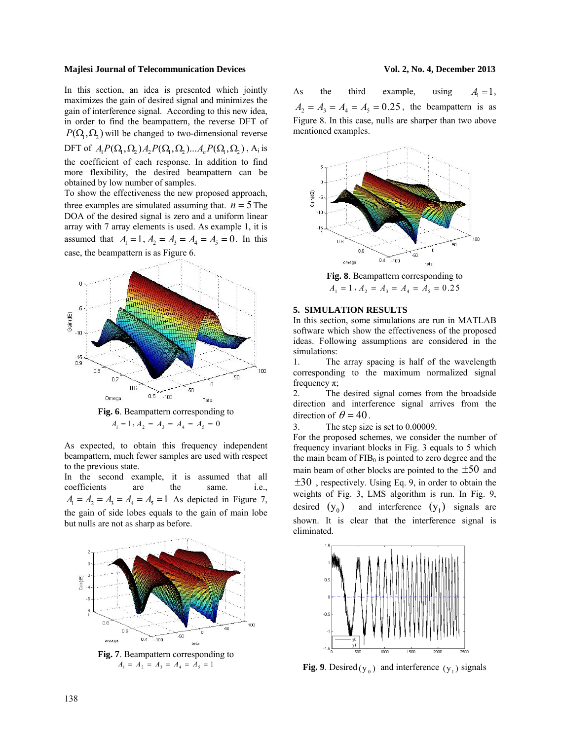In this section, an idea is presented which jointly maximizes the gain of desired signal and minimizes the gain of interference signal. According to this new idea, in order to find the beampattern, the reverse DFT of $P(\Omega_1, \Omega_2)$ will be changed to two-dimensional reverse DFT of $A_1P(\Omega_1,\Omega_2)A_2P(\Omega_1,\Omega_2)...A_nP(\Omega_1,\Omega_2)$, $A_i$ is the coefficient of each response. In addition to find more flexibility, the desired beampattern can be obtained by low number of samples.

To show the effectiveness the new proposed approach, three examples are simulated assuming that. $n = 5$ The DOA of the desired signal is zero and a uniform linear array with 7 array elements is used. As example 1, it is assumed that $A_1 = 1, A_2 = A_3 = A_4 = A_5 = 0$. In this case, the beampattern is as Figure 6.

Gain(dB)
0
-5
-10
-15
0.9
0.8
0.7
0.6
0.5
Omega
-100
-50
0
50
100
Teta

**Fig. 6**. Beampattern corresponding to $A_1 = 1, A_2 = A_3 = A_4 = A_5 = 0$

As expected, to obtain this frequency independent beampattern, much fewer samples are used with respect to the previous state.

In the second example, it is assumed that all coefficients are the same. i.e., $A_1 = A_2 = A_3 = A_4 = A_5 = 1$ As depicted in Figure 7, the gain of side lobes equals to the gain of main lobe but nulls are not as sharp as before.

Gain(dB)
2
0
-2
-4
-6
-8
1
0.8
0.6
0.4
omega
-100
-50
0
50
100
teta

**Fig. 7**. Beampattern corresponding to $A_1 = A_2 = A_3 = A_4 = A_5 = 1$

As the third example, using $A_1 = 1$, $A_2 = A_3 = A_4 = A_5 = 0.25$, the beampattern is as Figure 8. In this case, nulls are sharper than two above mentioned examples.

Gain(dB)
5
0
-5
-10
-15
1
0.8
0.6
0.4
omega
-100
-50
0
50
100
teta

**Fig. 8**. Beampattern corresponding to $A_1 = 1, A_2 = A_3 = A_4 = A_5 = 0.25$

## 5. SIMULATION RESULTS

In this section, some simulations are run in MATLAB software which show the effectiveness of the proposed ideas. Following assumptions are considered in the simulations:

1. The array spacing is half of the wavelength corresponding to the maximum normalized signal frequency π;
2. The desired signal comes from the broadside direction and interference signal arrives from the direction of $\theta = 40$.
3. The step size is set to 0.00009.

For the proposed schemes, we consider the number of frequency invariant blocks in Fig. 3 equals to 5 which the main beam of $FIB_0$ is pointed to zero degree and the main beam of other blocks are pointed to the $\pm 50$ and $\pm 30$, respectively. Using Eq. 9, in order to obtain the weights of Fig. 3, LMS algorithm is run. In Fig. 9, desired $(y_0)$ and interference $(y_1)$ signals are shown. It is clear that the interference signal is eliminated.

1.5
1
0.5
0
-0.5
-1
-1.5
0
500
1000
1500
2000
2500
y0
y1

**Fig. 9**. Desired $(y_0)$ and interference $(y_1)$ signals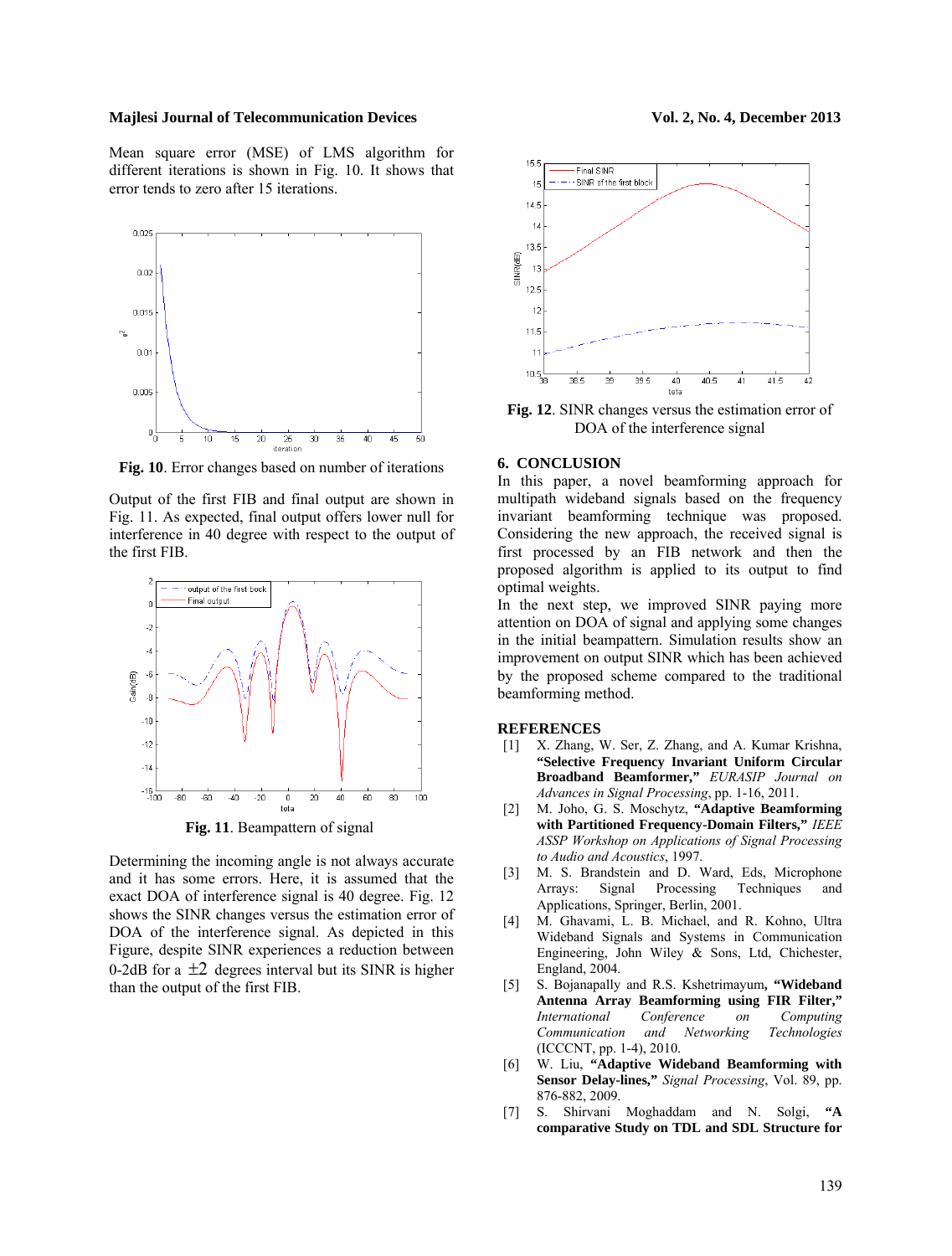Mean square error (MSE) of LMS algorithm for different iterations is shown in Fig. 10. It shows that error tends to zero after 15 iterations.

0.025
0.02
0.015
0.01
0.005
0
$e^2$
0 5 10 15 20 25 30 35 40 45 50
iteration

**Fig. 10**. Error changes based on number of iterations

Output of the first FIB and final output are shown in Fig. 11. As expected, final output offers lower null for interference in 40 degree with respect to the output of the first FIB.

output of the first bock
Final output
2
0
-2
-4
-6
-8
-10
-12
-14
-16
Gain(dB)
-100 -80 -60 -40 -20 0 20 40 60 80 100
teta

**Fig. 11**. Beampattern of signal

Determining the incoming angle is not always accurate and it has some errors. Here, it is assumed that the exact DOA of interference signal is 40 degree. Fig. 12 shows the SINR changes versus the estimation error of DOA of the interference signal. As depicted in this Figure, despite SINR experiences a reduction between 0-2dB for a $\pm 2$ degrees interval but its SINR is higher than the output of the first FIB.

Final SINR
SINR of the first block
15.5
15
14.5
14
13.5
13
12.5
12
11.5
11
10.5
SINR(dB)
38 38.5 39 39.5 40 40.5 41 41.5 42
teta

**Fig. 12**. SINR changes versus the estimation error of DOA of the interference signal

## 6. CONCLUSION

In this paper, a novel beamforming approach for multipath wideband signals based on the frequency invariant beamforming technique was proposed. Considering the new approach, the received signal is first processed by an FIB network and then the proposed algorithm is applied to its output to find optimal weights.

In the next step, we improved SINR paying more attention on DOA of signal and applying some changes in the initial beampattern. Simulation results show an improvement on output SINR which has been achieved by the proposed scheme compared to the traditional beamforming method.

## REFERENCES

[1] X. Zhang, W. Ser, Z. Zhang, and A. Kumar Krishna, **"Selective Frequency Invariant Uniform Circular Broadband Beamformer,"** *EURASIP Journal on Advances in Signal Processing*, pp. 1-16, 2011.

[2] M. Joho, G. S. Moschytz, **"Adaptive Beamforming with Partitioned Frequency-Domain Filters,"** *IEEE ASSP Workshop on Applications of Signal Processing to Audio and Acoustics*, 1997.

[3] M. S. Brandstein and D. Ward, Eds, Microphone Arrays: Signal Processing Techniques and Applications, Springer, Berlin, 2001.

[4] M. Ghavami, L. B. Michael, and R. Kohno, Ultra Wideband Signals and Systems in Communication Engineering, John Wiley & Sons, Ltd, Chichester, England, 2004.

[5] S. Bojanapally and R.S. Kshetrimayum**, "Wideband Antenna Array Beamforming using FIR Filter,"** *International Conference on Computing Communication and Networking Technologies* (ICCCNT, pp. 1-4), 2010.

[6] W. Liu, **"Adaptive Wideband Beamforming with Sensor Delay-lines,"** *Signal Processing*, Vol. 89, pp. 876-882, 2009.

[7] S. Shirvani Moghaddam and N. Solgi, **"A comparative Study on TDL and SDL Structure for**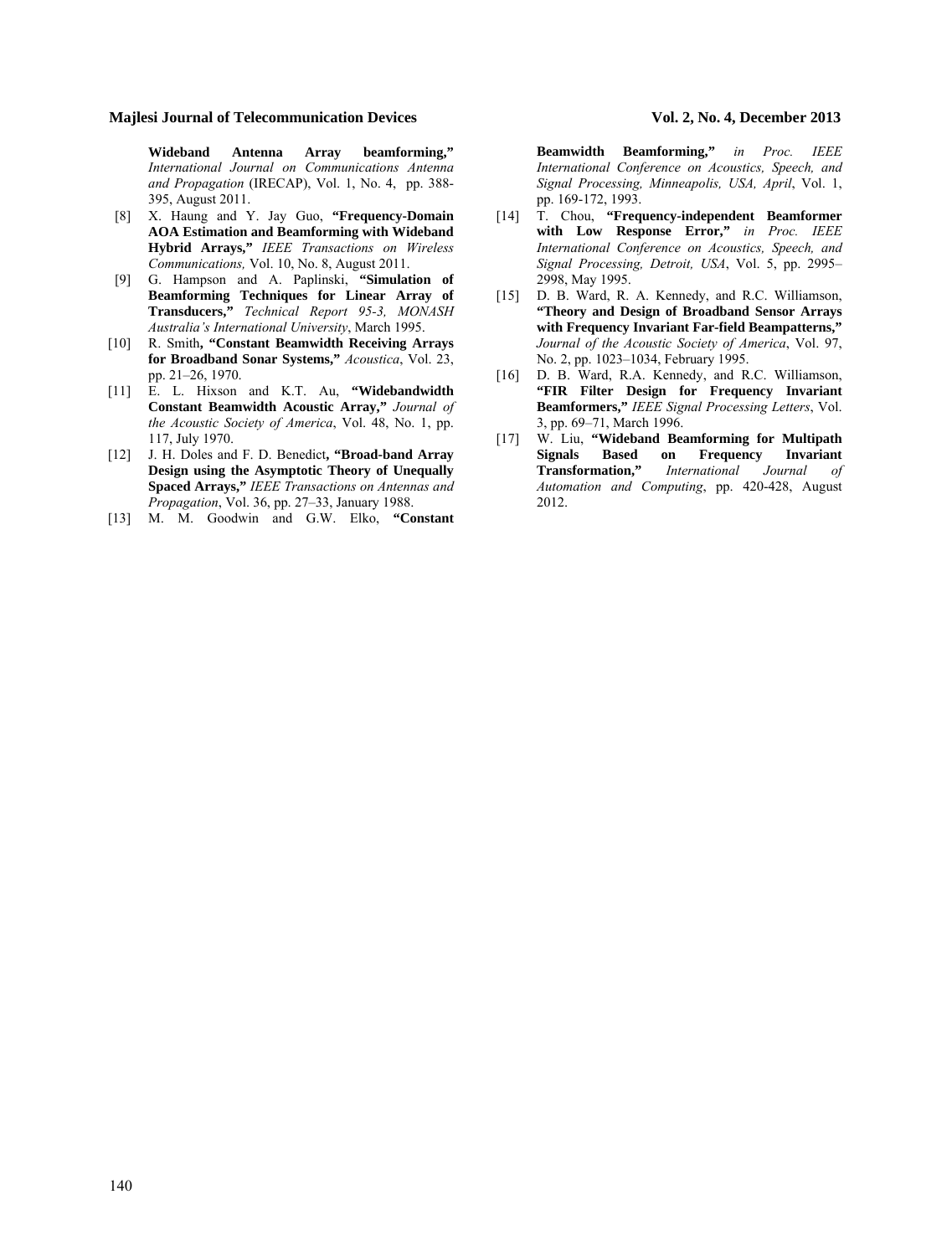**Wideband Antenna Array beamforming,"** *International Journal on Communications Antenna and Propagation* (IRECAP), Vol. 1, No. 4, pp. 388-395, August 2011.

[8] X. Haung and Y. Jay Guo, **"Frequency-Domain AOA Estimation and Beamforming with Wideband Hybrid Arrays,"** *IEEE Transactions on Wireless Communications,* Vol. 10, No. 8, August 2011.

[9] G. Hampson and A. Paplinski, **"Simulation of Beamforming Techniques for Linear Array of Transducers,"** *Technical Report 95-3, MONASH Australia's International University*, March 1995.

[10] R. Smith**, "Constant Beamwidth Receiving Arrays for Broadband Sonar Systems,"** *Acoustica*, Vol. 23, pp. 21–26, 1970.

[11] E. L. Hixson and K.T. Au, **"Widebandwidth Constant Beamwidth Acoustic Array,"** *Journal of the Acoustic Society of America*, Vol. 48, No. 1, pp. 117, July 1970.

[12] J. H. Doles and F. D. Benedict**, "Broad-band Array Design using the Asymptotic Theory of Unequally Spaced Arrays,"** *IEEE Transactions on Antennas and Propagation*, Vol. 36, pp. 27–33, January 1988.

[13] M. M. Goodwin and G.W. Elko, **"Constant Beamwidth Beamforming,"** *in Proc. IEEE International Conference on Acoustics, Speech, and Signal Processing, Minneapolis, USA, April*, Vol. 1, pp. 169-172, 1993.

[14] T. Chou, **"Frequency-independent Beamformer with Low Response Error,"** *in Proc. IEEE International Conference on Acoustics, Speech, and Signal Processing, Detroit, USA*, Vol. 5, pp. 2995–2998, May 1995.

[15] D. B. Ward, R. A. Kennedy, and R.C. Williamson, **"Theory and Design of Broadband Sensor Arrays with Frequency Invariant Far-field Beampatterns,"** *Journal of the Acoustic Society of America*, Vol. 97, No. 2, pp. 1023–1034, February 1995.

[16] D. B. Ward, R.A. Kennedy, and R.C. Williamson, **"FIR Filter Design for Frequency Invariant Beamformers,"** *IEEE Signal Processing Letters*, Vol. 3, pp. 69–71, March 1996.

[17] W. Liu, **"Wideband Beamforming for Multipath Signals Based on Frequency Invariant Transformation,"** *International Journal of Automation and Computing*, pp. 420-428, August 2012.